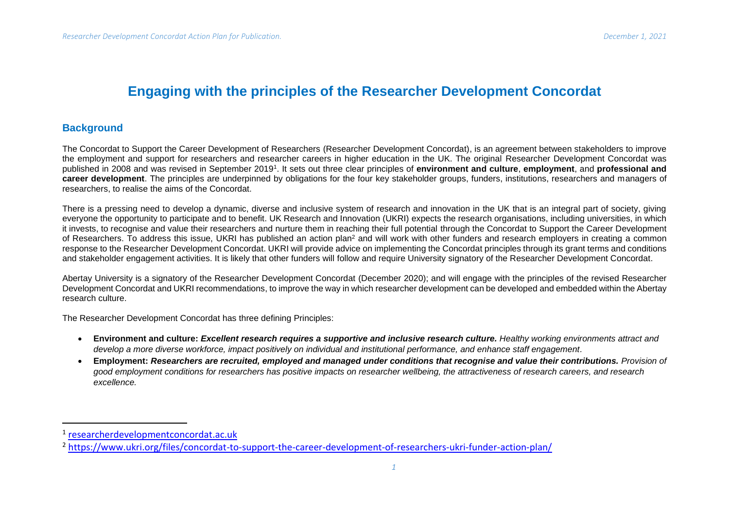# Engaging with the principles of the Researcher Development Concordat

## Background

The Concordat to Support the Career Development of Researchers (Researcher Development Concordat), is an agreement between stakeholders to improve the employment and support for researchers and researcher careers in higher education in the UK. The original Researcher Development Concordat was published in 2008 and was revised in September 2019[1]. It sets out three clear principles of **environment and culture**, **employment**, and **professional and career development**. The principles are underpinned by obligations for the four key stakeholder groups, funders, institutions, researchers and managers of researchers, to realise the aims of the Concordat.

There is a pressing need to develop a dynamic, diverse and inclusive system of research and innovation in the UK that is an integral part of society, giving everyone the opportunity to participate and to benefit. UK Research and Innovation (UKRI) expects the research organisations, including universities, in which it invests, to recognise and value their researchers and nurture them in reaching their full potential through the Concordat to Support the Career Development of Researchers. To address this issue, UKRI has published an action plan[2] and will work with other funders and research employers in creating a common response to the Researcher Development Concordat. UKRI will provide advice on implementing the Concordat principles through its grant terms and conditions and stakeholder engagement activities. It is likely that other funders will follow and require University signatory of the Researcher Development Concordat.

Abertay University is a signatory of the Researcher Development Concordat (December 2020); and will engage with the principles of the revised Researcher Development Concordat and UKRI recommendations, to improve the way in which researcher development can be developed and embedded within the Abertay research culture.

The Researcher Development Concordat has three defining Principles:

- **Environment and culture:** ***Excellent research requires a supportive and inclusive research culture.*** *Healthy working environments attract and develop a more diverse workforce, impact positively on individual and institutional performance, and enhance staff engagement*.
- **Employment:** ***Researchers are recruited, employed and managed under conditions that recognise and value their contributions.*** *Provision of good employment conditions for researchers has positive impacts on researcher wellbeing, the attractiveness of research careers, and research excellence.*

---

[1] researcherdevelopmentconcordat.ac.uk

[2] https://www.ukri.org/files/concordat-to-support-the-career-development-of-researchers-ukri-funder-action-plan/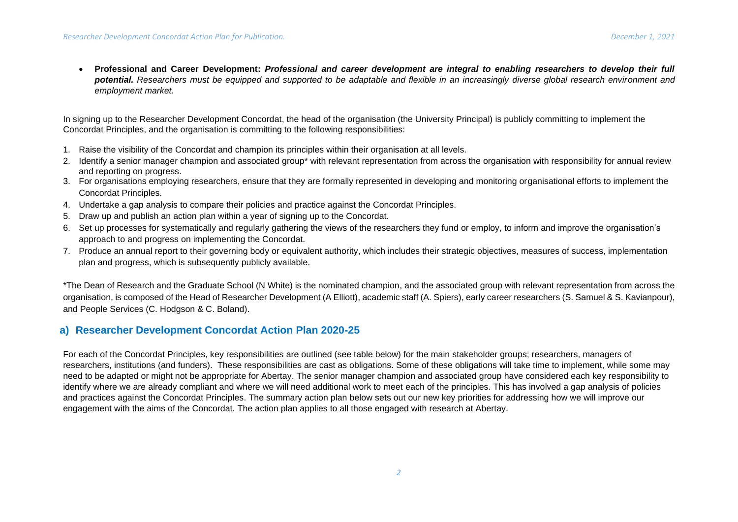- **Professional and Career Development:** ***Professional and career development are integral to enabling researchers to develop their full potential.*** *Researchers must be equipped and supported to be adaptable and flexible in an increasingly diverse global research environment and employment market.*

In signing up to the Researcher Development Concordat, the head of the organisation (the University Principal) is publicly committing to implement the Concordat Principles, and the organisation is committing to the following responsibilities:

1. Raise the visibility of the Concordat and champion its principles within their organisation at all levels.
2. Identify a senior manager champion and associated group* with relevant representation from across the organisation with responsibility for annual review and reporting on progress.
3. For organisations employing researchers, ensure that they are formally represented in developing and monitoring organisational efforts to implement the Concordat Principles.
4. Undertake a gap analysis to compare their policies and practice against the Concordat Principles.
5. Draw up and publish an action plan within a year of signing up to the Concordat.
6. Set up processes for systematically and regularly gathering the views of the researchers they fund or employ, to inform and improve the organisation's approach to and progress on implementing the Concordat.
7. Produce an annual report to their governing body or equivalent authority, which includes their strategic objectives, measures of success, implementation plan and progress, which is subsequently publicly available.

*The Dean of Research and the Graduate School (N White) is the nominated champion, and the associated group with relevant representation from across the organisation, is composed of the Head of Researcher Development (A Elliott), academic staff (A. Spiers), early career researchers (S. Samuel & S. Kavianpour), and People Services (C. Hodgson & C. Boland).

## a) Researcher Development Concordat Action Plan 2020-25

For each of the Concordat Principles, key responsibilities are outlined (see table below) for the main stakeholder groups; researchers, managers of researchers, institutions (and funders). These responsibilities are cast as obligations. Some of these obligations will take time to implement, while some may need to be adapted or might not be appropriate for Abertay. The senior manager champion and associated group have considered each key responsibility to identify where we are already compliant and where we will need additional work to meet each of the principles. This has involved a gap analysis of policies and practices against the Concordat Principles. The summary action plan below sets out our new key priorities for addressing how we will improve our engagement with the aims of the Concordat. The action plan applies to all those engaged with research at Abertay.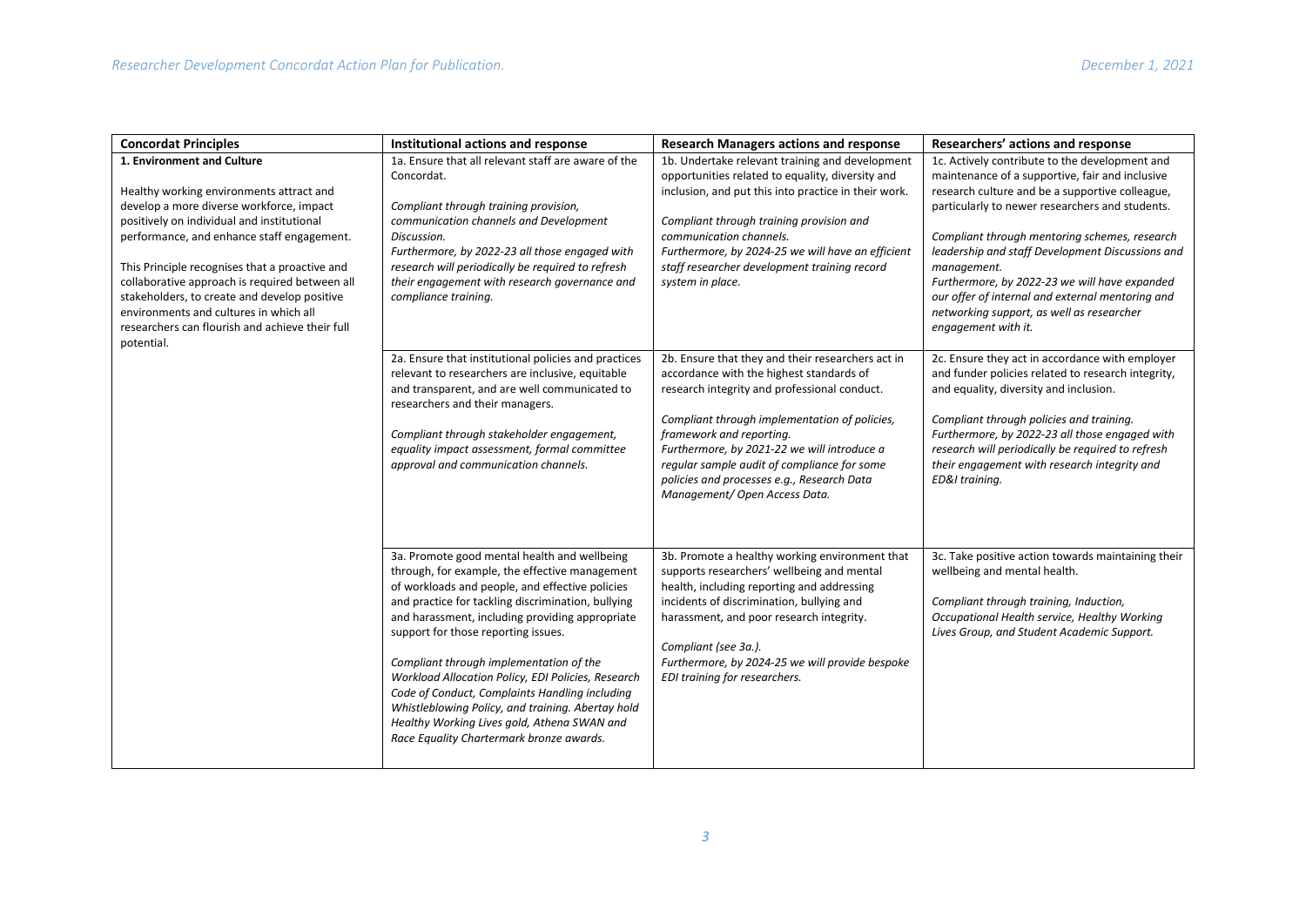| Concordat Principles | Institutional actions and response | Research Managers actions and response | Researchers' actions and response |
|---|---|---|---|
| **1. Environment and Culture**<br><br>Healthy working environments attract and develop a more diverse workforce, impact positively on individual and institutional performance, and enhance staff engagement.<br><br>This Principle recognises that a proactive and collaborative approach is required between all stakeholders, to create and develop positive environments and cultures in which all researchers can flourish and achieve their full potential. | 1a. Ensure that all relevant staff are aware of the Concordat.<br><br>*Compliant through training provision, communication channels and Development Discussion.*<br>*Furthermore, by 2022-23 all those engaged with research will periodically be required to refresh their engagement with research governance and compliance training.* | 1b. Undertake relevant training and development opportunities related to equality, diversity and inclusion, and put this into practice in their work.<br><br>*Compliant through training provision and communication channels.*<br>*Furthermore, by 2024-25 we will have an efficient staff researcher development training record system in place.* | 1c. Actively contribute to the development and maintenance of a supportive, fair and inclusive research culture and be a supportive colleague, particularly to newer researchers and students.<br><br>*Compliant through mentoring schemes, research leadership and staff Development Discussions and management.*<br>*Furthermore, by 2022-23 we will have expanded our offer of internal and external mentoring and networking support, as well as researcher engagement with it.* |
| | 2a. Ensure that institutional policies and practices relevant to researchers are inclusive, equitable and transparent, and are well communicated to researchers and their managers.<br><br>*Compliant through stakeholder engagement, equality impact assessment, formal committee approval and communication channels.* | 2b. Ensure that they and their researchers act in accordance with the highest standards of research integrity and professional conduct.<br><br>*Compliant through implementation of policies, framework and reporting.*<br>*Furthermore, by 2021-22 we will introduce a regular sample audit of compliance for some policies and processes e.g., Research Data Management/ Open Access Data.* | 2c. Ensure they act in accordance with employer and funder policies related to research integrity, and equality, diversity and inclusion.<br><br>*Compliant through policies and training.*<br>*Furthermore, by 2022-23 all those engaged with research will periodically be required to refresh their engagement with research integrity and ED&I training.* |
| | 3a. Promote good mental health and wellbeing through, for example, the effective management of workloads and people, and effective policies and practice for tackling discrimination, bullying and harassment, including providing appropriate support for those reporting issues.<br><br>*Compliant through implementation of the Workload Allocation Policy, EDI Policies, Research Code of Conduct, Complaints Handling including Whistleblowing Policy, and training. Abertay hold Healthy Working Lives gold, Athena SWAN and Race Equality Chartermark bronze awards.* | 3b. Promote a healthy working environment that supports researchers' wellbeing and mental health, including reporting and addressing incidents of discrimination, bullying and harassment, and poor research integrity.<br><br>*Compliant (see 3a.).*<br>*Furthermore, by 2024-25 we will provide bespoke EDI training for researchers.* | 3c. Take positive action towards maintaining their wellbeing and mental health.<br><br>*Compliant through training, Induction, Occupational Health service, Healthy Working Lives Group, and Student Academic Support.* |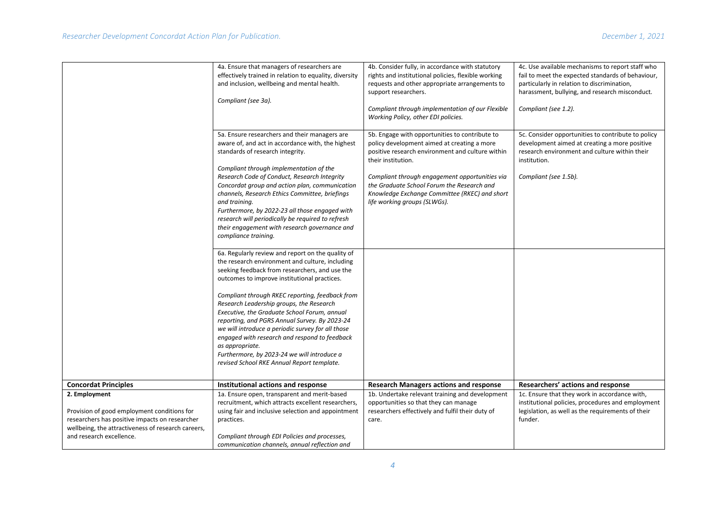| | | | |
|---|---|---|---|
| | 4a. Ensure that managers of researchers are effectively trained in relation to equality, diversity and inclusion, wellbeing and mental health.<br><br>*Compliant (see 3a).* | 4b. Consider fully, in accordance with statutory rights and institutional policies, flexible working requests and other appropriate arrangements to support researchers.<br><br>*Compliant through implementation of our Flexible Working Policy, other EDI policies.* | 4c. Use available mechanisms to report staff who fail to meet the expected standards of behaviour, particularly in relation to discrimination, harassment, bullying, and research misconduct.<br><br>*Compliant (see 1.2).* |
| | 5a. Ensure researchers and their managers are aware of, and act in accordance with, the highest standards of research integrity.<br><br>*Compliant through implementation of the Research Code of Conduct, Research Integrity Concordat group and action plan, communication channels, Research Ethics Committee, briefings and training.*<br>*Furthermore, by 2022-23 all those engaged with research will periodically be required to refresh their engagement with research governance and compliance training.* | 5b. Engage with opportunities to contribute to policy development aimed at creating a more positive research environment and culture within their institution.<br><br>*Compliant through engagement opportunities via the Graduate School Forum the Research and Knowledge Exchange Committee (RKEC) and short life working groups (SLWGs).* | 5c. Consider opportunities to contribute to policy development aimed at creating a more positive research environment and culture within their institution.<br><br>*Compliant (see 1.5b).* |
| | 6a. Regularly review and report on the quality of the research environment and culture, including seeking feedback from researchers, and use the outcomes to improve institutional practices.<br><br>*Compliant through RKEC reporting, feedback from Research Leadership groups, the Research Executive, the Graduate School Forum, annual reporting, and PGRS Annual Survey. By 2023-24 we will introduce a periodic survey for all those engaged with research and respond to feedback as appropriate.*<br>*Furthermore, by 2023-24 we will introduce a revised School RKE Annual Report template.* | | |
| **Concordat Principles** | **Institutional actions and response** | **Research Managers actions and response** | **Researchers' actions and response** |
| **2. Employment**<br><br>Provision of good employment conditions for researchers has positive impacts on researcher wellbeing, the attractiveness of research careers, and research excellence. | 1a. Ensure open, transparent and merit-based recruitment, which attracts excellent researchers, using fair and inclusive selection and appointment practices.<br><br>*Compliant through EDI Policies and processes, communication channels, annual reflection and* | 1b. Undertake relevant training and development opportunities so that they can manage researchers effectively and fulfil their duty of care. | 1c. Ensure that they work in accordance with, institutional policies, procedures and employment legislation, as well as the requirements of their funder. |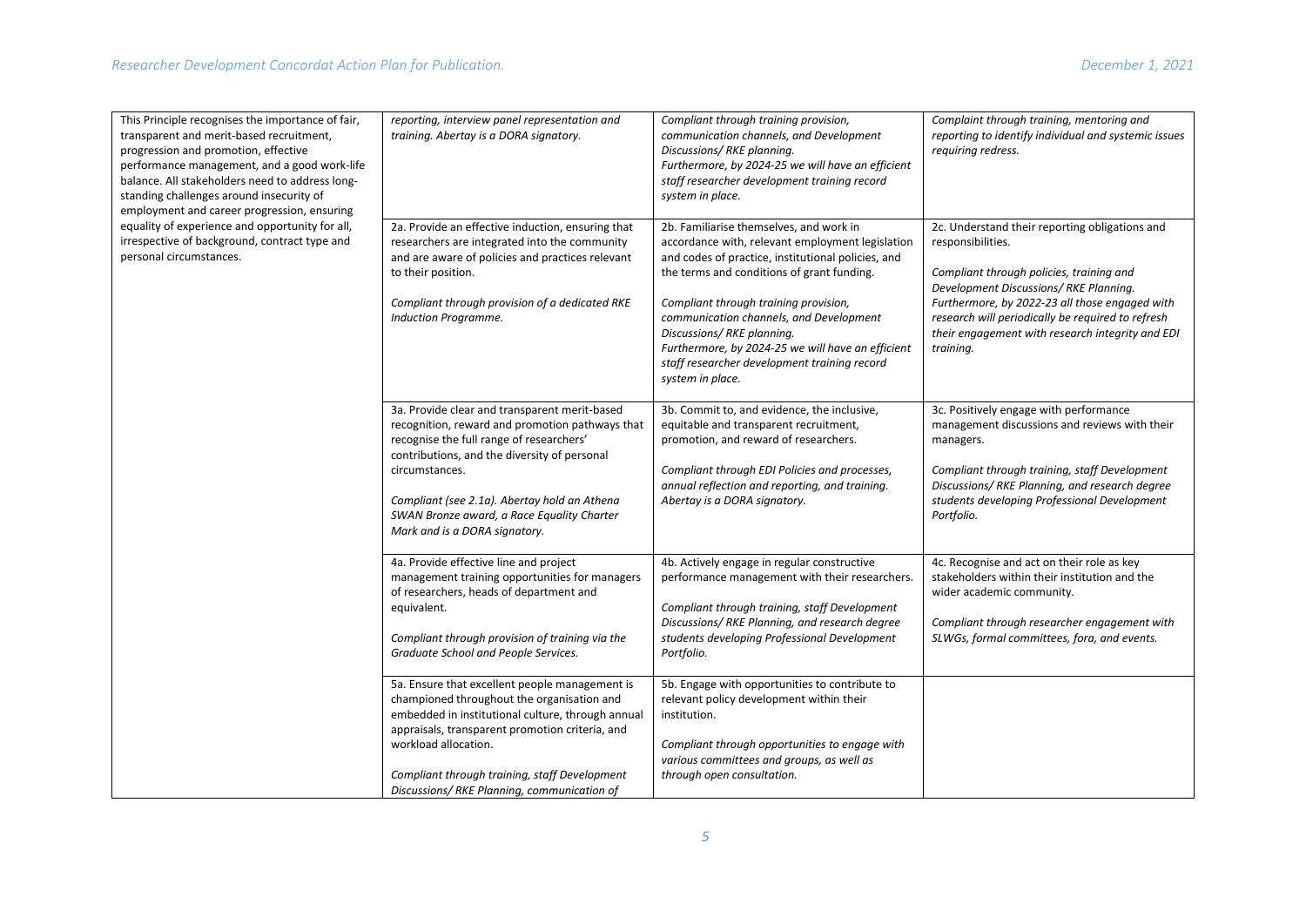| | | | |
|---|---|---|---|
| This Principle recognises the importance of fair, transparent and merit-based recruitment, progression and promotion, effective performance management, and a good work-life balance. All stakeholders need to address long-standing challenges around insecurity of employment and career progression, ensuring equality of experience and opportunity for all, irrespective of background, contract type and personal circumstances. | *reporting, interview panel representation and training. Abertay is a DORA signatory.* | *Compliant through training provision, communication channels, and Development Discussions/ RKE planning.*<br>*Furthermore, by 2024-25 we will have an efficient staff researcher development training record system in place.* | *Complaint through training, mentoring and reporting to identify individual and systemic issues requiring redress.* |
| | 2a. Provide an effective induction, ensuring that researchers are integrated into the community and are aware of policies and practices relevant to their position.<br><br>*Compliant through provision of a dedicated RKE Induction Programme.* | 2b. Familiarise themselves, and work in accordance with, relevant employment legislation and codes of practice, institutional policies, and the terms and conditions of grant funding.<br><br>*Compliant through training provision, communication channels, and Development Discussions/ RKE planning.*<br>*Furthermore, by 2024-25 we will have an efficient staff researcher development training record system in place.* | 2c. Understand their reporting obligations and responsibilities.<br><br>*Compliant through policies, training and Development Discussions/ RKE Planning.*<br>*Furthermore, by 2022-23 all those engaged with research will periodically be required to refresh their engagement with research integrity and EDI training.* |
| | 3a. Provide clear and transparent merit-based recognition, reward and promotion pathways that recognise the full range of researchers' contributions, and the diversity of personal circumstances.<br><br>*Compliant (see 2.1a). Abertay hold an Athena SWAN Bronze award, a Race Equality Charter Mark and is a DORA signatory.* | 3b. Commit to, and evidence, the inclusive, equitable and transparent recruitment, promotion, and reward of researchers.<br><br>*Compliant through EDI Policies and processes, annual reflection and reporting, and training. Abertay is a DORA signatory.* | 3c. Positively engage with performance management discussions and reviews with their managers.<br><br>*Compliant through training, staff Development Discussions/ RKE Planning, and research degree students developing Professional Development Portfolio.* |
| | 4a. Provide effective line and project management training opportunities for managers of researchers, heads of department and equivalent.<br><br>*Compliant through provision of training via the Graduate School and People Services.* | 4b. Actively engage in regular constructive performance management with their researchers.<br><br>*Compliant through training, staff Development Discussions/ RKE Planning, and research degree students developing Professional Development Portfolio.* | 4c. Recognise and act on their role as key stakeholders within their institution and the wider academic community.<br><br>*Compliant through researcher engagement with SLWGs, formal committees, fora, and events.* |
| | 5a. Ensure that excellent people management is championed throughout the organisation and embedded in institutional culture, through annual appraisals, transparent promotion criteria, and workload allocation.<br><br>*Compliant through training, staff Development Discussions/ RKE Planning, communication of* | 5b. Engage with opportunities to contribute to relevant policy development within their institution.<br><br>*Compliant through opportunities to engage with various committees and groups, as well as through open consultation.* | |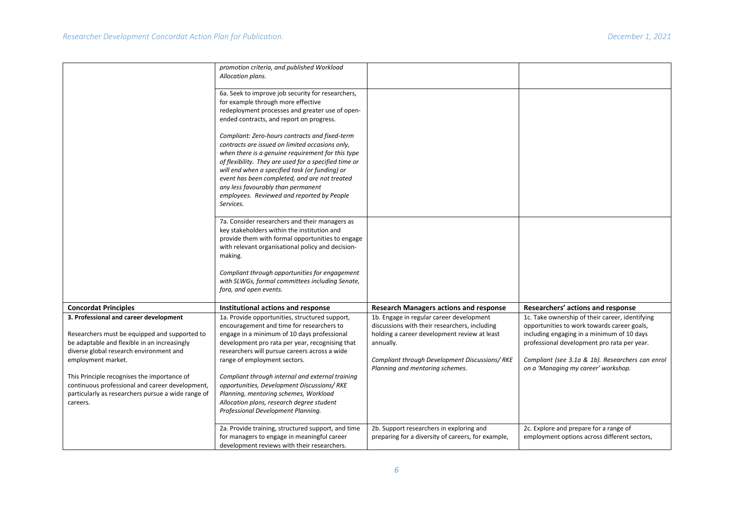| | | | |
|---|---|---|---|
| | *promotion criteria, and published Workload Allocation plans.* | | |
| | 6a. Seek to improve job security for researchers, for example through more effective redeployment processes and greater use of open-ended contracts, and report on progress.<br><br>*Compliant: Zero-hours contracts and fixed-term contracts are issued on limited occasions only, when there is a genuine requirement for this type of flexibility. They are used for a specified time or will end when a specified task (or funding) or event has been completed, and are not treated any less favourably than permanent employees. Reviewed and reported by People Services.* | | |
| | 7a. Consider researchers and their managers as key stakeholders within the institution and provide them with formal opportunities to engage with relevant organisational policy and decision-making.<br><br>*Compliant through opportunities for engagement with SLWGs, formal committees including Senate, fora, and open events.* | | |
| **Concordat Principles** | **Institutional actions and response** | **Research Managers actions and response** | **Researchers' actions and response** |
| **3. Professional and career development**<br><br>Researchers must be equipped and supported to be adaptable and flexible in an increasingly diverse global research environment and employment market.<br><br>This Principle recognises the importance of continuous professional and career development, particularly as researchers pursue a wide range of careers. | 1a. Provide opportunities, structured support, encouragement and time for researchers to engage in a minimum of 10 days professional development pro rata per year, recognising that researchers will pursue careers across a wide range of employment sectors.<br><br>*Compliant through internal and external training opportunities, Development Discussions/ RKE Planning, mentoring schemes, Workload Allocation plans, research degree student Professional Development Planning.* | 1b. Engage in regular career development discussions with their researchers, including holding a career development review at least annually.<br><br>*Compliant through Development Discussions/ RKE Planning and mentoring schemes.* | 1c. Take ownership of their career, identifying opportunities to work towards career goals, including engaging in a minimum of 10 days professional development pro rata per year.<br><br>*Compliant (see 3.1a & 1b). Researchers can enrol on a 'Managing my career' workshop.* |
| | 2a. Provide training, structured support, and time for managers to engage in meaningful career development reviews with their researchers. | 2b. Support researchers in exploring and preparing for a diversity of careers, for example, | 2c. Explore and prepare for a range of employment options across different sectors, |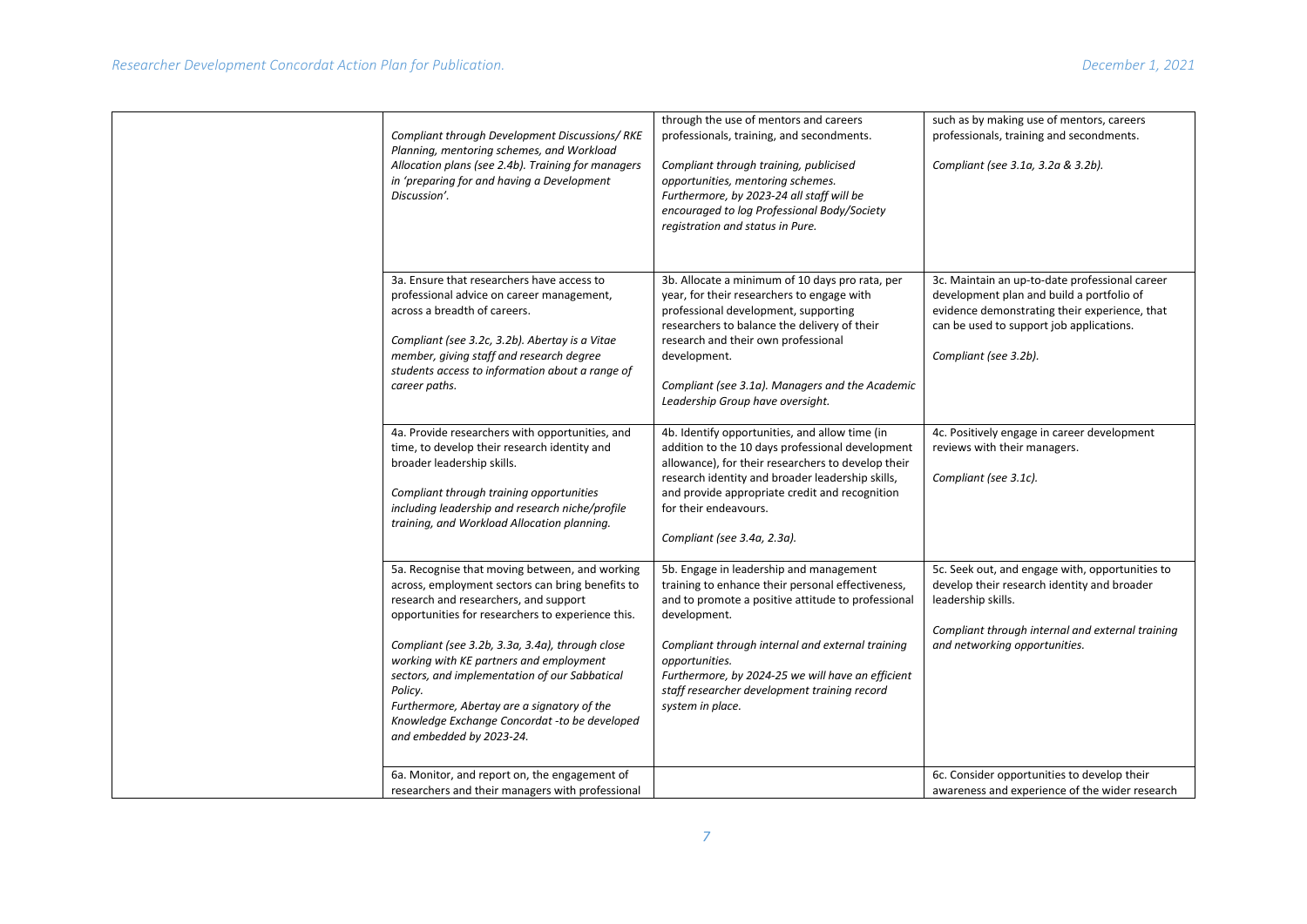| | | | |
|---|---|---|---|
| | *Compliant through Development Discussions/ RKE Planning, mentoring schemes, and Workload Allocation plans (see 2.4b). Training for managers in 'preparing for and having a Development Discussion'.* | through the use of mentors and careers professionals, training, and secondments.<br><br>*Compliant through training, publicised opportunities, mentoring schemes. Furthermore, by 2023-24 all staff will be encouraged to log Professional Body/Society registration and status in Pure.* | such as by making use of mentors, careers professionals, training and secondments.<br><br>*Compliant (see 3.1a, 3.2a & 3.2b).* |
| | 3a. Ensure that researchers have access to professional advice on career management, across a breadth of careers.<br><br>*Compliant (see 3.2c, 3.2b). Abertay is a Vitae member, giving staff and research degree students access to information about a range of career paths.* | 3b. Allocate a minimum of 10 days pro rata, per year, for their researchers to engage with professional development, supporting researchers to balance the delivery of their research and their own professional development.<br><br>*Compliant (see 3.1a). Managers and the Academic Leadership Group have oversight.* | 3c. Maintain an up-to-date professional career development plan and build a portfolio of evidence demonstrating their experience, that can be used to support job applications.<br><br>*Compliant (see 3.2b).* |
| | 4a. Provide researchers with opportunities, and time, to develop their research identity and broader leadership skills.<br><br>*Compliant through training opportunities including leadership and research niche/profile training, and Workload Allocation planning.* | 4b. Identify opportunities, and allow time (in addition to the 10 days professional development allowance), for their researchers to develop their research identity and broader leadership skills, and provide appropriate credit and recognition for their endeavours.<br><br>*Compliant (see 3.4a, 2.3a).* | 4c. Positively engage in career development reviews with their managers.<br><br>*Compliant (see 3.1c).* |
| | 5a. Recognise that moving between, and working across, employment sectors can bring benefits to research and researchers, and support opportunities for researchers to experience this.<br><br>*Compliant (see 3.2b, 3.3a, 3.4a), through close working with KE partners and employment sectors, and implementation of our Sabbatical Policy.*<br>*Furthermore, Abertay are a signatory of the Knowledge Exchange Concordat -to be developed and embedded by 2023-24.* | 5b. Engage in leadership and management training to enhance their personal effectiveness, and to promote a positive attitude to professional development.<br><br>*Compliant through internal and external training opportunities.*<br>*Furthermore, by 2024-25 we will have an efficient staff researcher development training record system in place.* | 5c. Seek out, and engage with, opportunities to develop their research identity and broader leadership skills.<br><br>*Compliant through internal and external training and networking opportunities.* |
| | 6a. Monitor, and report on, the engagement of researchers and their managers with professional | | 6c. Consider opportunities to develop their awareness and experience of the wider research |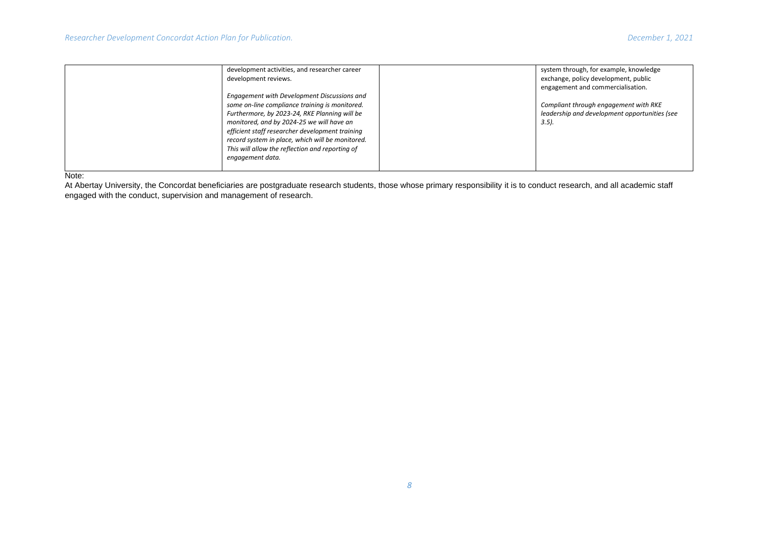| | | | |
|---|---|---|---|
| | development activities, and researcher career development reviews.<br><br>*Engagement with Development Discussions and some on-line compliance training is monitored. Furthermore, by 2023-24, RKE Planning will be monitored, and by 2024-25 we will have an efficient staff researcher development training record system in place, which will be monitored. This will allow the reflection and reporting of engagement data.* | | system through, for example, knowledge exchange, policy development, public engagement and commercialisation.<br><br>*Compliant through engagement with RKE leadership and development opportunities (see 3.5).* |

Note:

At Abertay University, the Concordat beneficiaries are postgraduate research students, those whose primary responsibility it is to conduct research, and all academic staff engaged with the conduct, supervision and management of research.